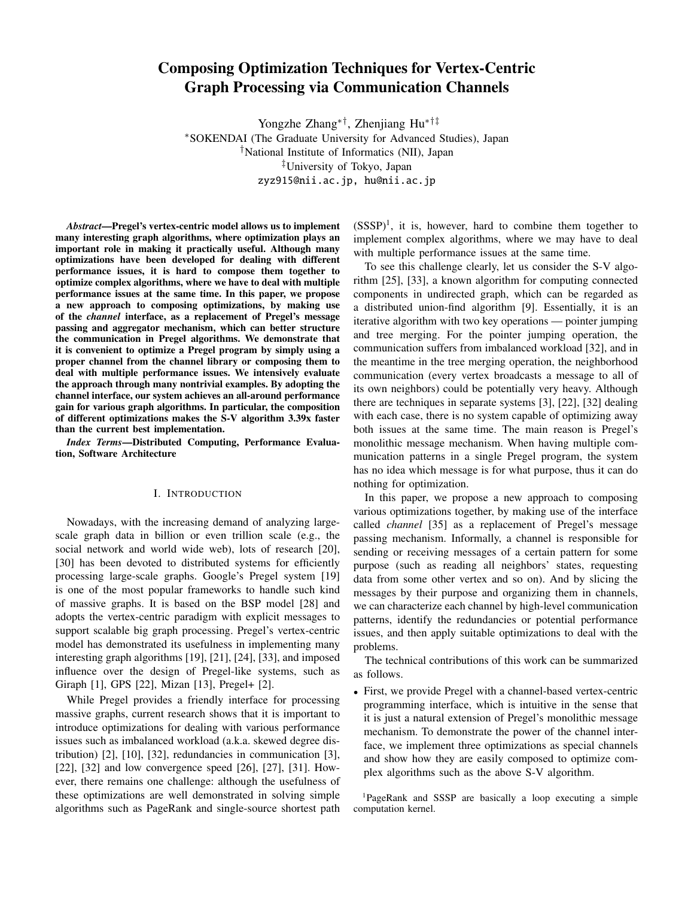# Composing Optimization Techniques for Vertex-Centric Graph Processing via Communication Channels

Yongzhe Zhang[*†], Zhenjiang Hu[*†‡]

[*]SOKENDAI (The Graduate University for Advanced Studies), Japan
[†]National Institute of Informatics (NII), Japan
[‡]University of Tokyo, Japan
zyz915@nii.ac.jp, hu@nii.ac.jp

***Abstract*—Pregel's vertex-centric model allows us to implement many interesting graph algorithms, where optimization plays an important role in making it practically useful. Although many optimizations have been developed for dealing with different performance issues, it is hard to compose them together to optimize complex algorithms, where we have to deal with multiple performance issues at the same time. In this paper, we propose a new approach to composing optimizations, by making use of the *channel* interface, as a replacement of Pregel's message passing and aggregator mechanism, which can better structure the communication in Pregel algorithms. We demonstrate that it is convenient to optimize a Pregel program by simply using a proper channel from the channel library or composing them to deal with multiple performance issues. We intensively evaluate the approach through many nontrivial examples. By adopting the channel interface, our system achieves an all-around performance gain for various graph algorithms. In particular, the composition of different optimizations makes the S-V algorithm 3.39x faster than the current best implementation.**

***Index Terms*—Distributed Computing, Performance Evaluation, Software Architecture**

## I. Introduction

Nowadays, with the increasing demand of analyzing large-scale graph data in billion or even trillion scale (e.g., the social network and world wide web), lots of research [20], [30] has been devoted to distributed systems for efficiently processing large-scale graphs. Google's Pregel system [19] is one of the most popular frameworks to handle such kind of massive graphs. It is based on the BSP model [28] and adopts the vertex-centric paradigm with explicit messages to support scalable big graph processing. Pregel's vertex-centric model has demonstrated its usefulness in implementing many interesting graph algorithms [19], [21], [24], [33], and imposed influence over the design of Pregel-like systems, such as Giraph [1], GPS [22], Mizan [13], Pregel+ [2].

While Pregel provides a friendly interface for processing massive graphs, current research shows that it is important to introduce optimizations for dealing with various performance issues such as imbalanced workload (a.k.a. skewed degree distribution) [2], [10], [32], redundancies in communication [3], [22], [32] and low convergence speed [26], [27], [31]. However, there remains one challenge: although the usefulness of these optimizations are well demonstrated in solving simple algorithms such as PageRank and single-source shortest path (SSSP)[1], it is, however, hard to combine them together to implement complex algorithms, where we may have to deal with multiple performance issues at the same time.

To see this challenge clearly, let us consider the S-V algorithm [25], [33], a known algorithm for computing connected components in undirected graph, which can be regarded as a distributed union-find algorithm [9]. Essentially, it is an iterative algorithm with two key operations — pointer jumping and tree merging. For the pointer jumping operation, the communication suffers from imbalanced workload [32], and in the meantime in the tree merging operation, the neighborhood communication (every vertex broadcasts a message to all of its own neighbors) could be potentially very heavy. Although there are techniques in separate systems [3], [22], [32] dealing with each case, there is no system capable of optimizing away both issues at the same time. The main reason is Pregel's monolithic message mechanism. When having multiple communication patterns in a single Pregel program, the system has no idea which message is for what purpose, thus it can do nothing for optimization.

In this paper, we propose a new approach to composing various optimizations together, by making use of the interface called *channel* [35] as a replacement of Pregel's message passing mechanism. Informally, a channel is responsible for sending or receiving messages of a certain pattern for some purpose (such as reading all neighbors' states, requesting data from some other vertex and so on). And by slicing the messages by their purpose and organizing them in channels, we can characterize each channel by high-level communication patterns, identify the redundancies or potential performance issues, and then apply suitable optimizations to deal with the problems.

The technical contributions of this work can be summarized as follows.

- First, we provide Pregel with a channel-based vertex-centric programming interface, which is intuitive in the sense that it is just a natural extension of Pregel's monolithic message mechanism. To demonstrate the power of the channel interface, we implement three optimizations as special channels and show how they are easily composed to optimize complex algorithms such as the above S-V algorithm.

[1]PageRank and SSSP are basically a loop executing a simple computation kernel.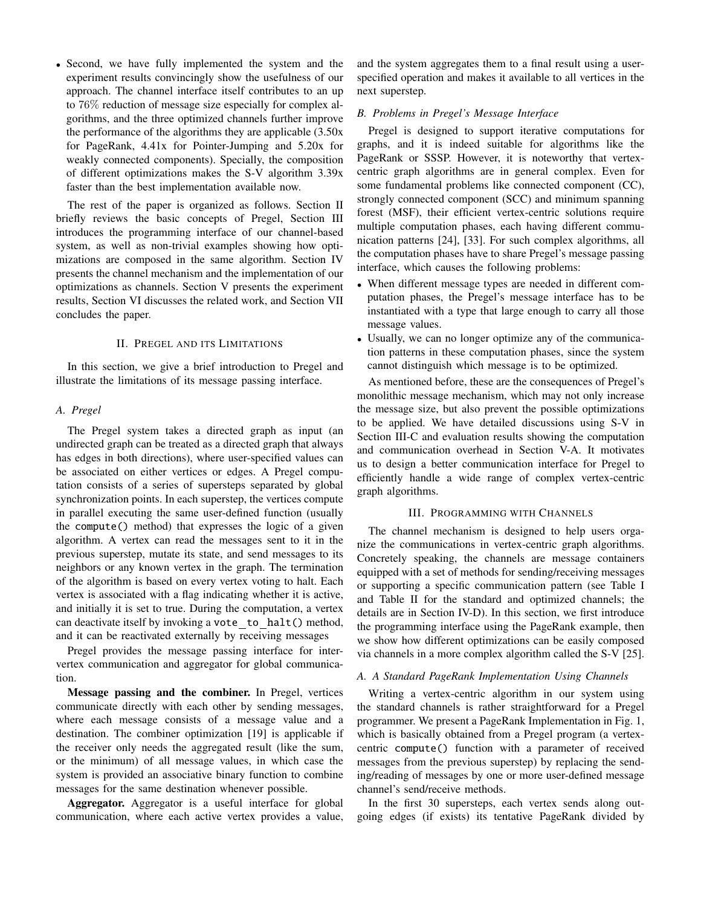- Second, we have fully implemented the system and the experiment results convincingly show the usefulness of our approach. The channel interface itself contributes to an up to 76% reduction of message size especially for complex algorithms, and the three optimized channels further improve the performance of the algorithms they are applicable (3.50x for PageRank, 4.41x for Pointer-Jumping and 5.20x for weakly connected components). Specially, the composition of different optimizations makes the S-V algorithm 3.39x faster than the best implementation available now.

The rest of the paper is organized as follows. Section II briefly reviews the basic concepts of Pregel, Section III introduces the programming interface of our channel-based system, as well as non-trivial examples showing how optimizations are composed in the same algorithm. Section IV presents the channel mechanism and the implementation of our optimizations as channels. Section V presents the experiment results, Section VI discusses the related work, and Section VII concludes the paper.

## II. Pregel and its Limitations

In this section, we give a brief introduction to Pregel and illustrate the limitations of its message passing interface.

### A. Pregel

The Pregel system takes a directed graph as input (an undirected graph can be treated as a directed graph that always has edges in both directions), where user-specified values can be associated on either vertices or edges. A Pregel computation consists of a series of supersteps separated by global synchronization points. In each superstep, the vertices compute in parallel executing the same user-defined function (usually the `compute()` method) that expresses the logic of a given algorithm. A vertex can read the messages sent to it in the previous superstep, mutate its state, and send messages to its neighbors or any known vertex in the graph. The termination of the algorithm is based on every vertex voting to halt. Each vertex is associated with a flag indicating whether it is active, and initially it is set to true. During the computation, a vertex can deactivate itself by invoking a `vote_to_halt()` method, and it can be reactivated externally by receiving messages

Pregel provides the message passing interface for inter-vertex communication and aggregator for global communication.

**Message passing and the combiner.** In Pregel, vertices communicate directly with each other by sending messages, where each message consists of a message value and a destination. The combiner optimization [19] is applicable if the receiver only needs the aggregated result (like the sum, or the minimum) of all message values, in which case the system is provided an associative binary function to combine messages for the same destination whenever possible.

**Aggregator.** Aggregator is a useful interface for global communication, where each active vertex provides a value, and the system aggregates them to a final result using a user-specified operation and makes it available to all vertices in the next superstep.

### B. Problems in Pregel's Message Interface

Pregel is designed to support iterative computations for graphs, and it is indeed suitable for algorithms like the PageRank or SSSP. However, it is noteworthy that vertex-centric graph algorithms are in general complex. Even for some fundamental problems like connected component (CC), strongly connected component (SCC) and minimum spanning forest (MSF), their efficient vertex-centric solutions require multiple computation phases, each having different communication patterns [24], [33]. For such complex algorithms, all the computation phases have to share Pregel's message passing interface, which causes the following problems:

- When different message types are needed in different computation phases, the Pregel's message interface has to be instantiated with a type that large enough to carry all those message values.
- Usually, we can no longer optimize any of the communication patterns in these computation phases, since the system cannot distinguish which message is to be optimized.

As mentioned before, these are the consequences of Pregel's monolithic message mechanism, which may not only increase the message size, but also prevent the possible optimizations to be applied. We have detailed discussions using S-V in Section III-C and evaluation results showing the computation and communication overhead in Section V-A. It motivates us to design a better communication interface for Pregel to efficiently handle a wide range of complex vertex-centric graph algorithms.

## III. Programming with Channels

The channel mechanism is designed to help users organize the communications in vertex-centric graph algorithms. Concretely speaking, the channels are message containers equipped with a set of methods for sending/receiving messages or supporting a specific communication pattern (see Table I and Table II for the standard and optimized channels; the details are in Section IV-D). In this section, we first introduce the programming interface using the PageRank example, then we show how different optimizations can be easily composed via channels in a more complex algorithm called the S-V [25].

### A. A Standard PageRank Implementation Using Channels

Writing a vertex-centric algorithm in our system using the standard channels is rather straightforward for a Pregel programmer. We present a PageRank Implementation in Fig. 1, which is basically obtained from a Pregel program (a vertex-centric `compute()` function with a parameter of received messages from the previous superstep) by replacing the sending/reading of messages by one or more user-defined message channel's send/receive methods.

In the first 30 supersteps, each vertex sends along outgoing edges (if exists) its tentative PageRank divided by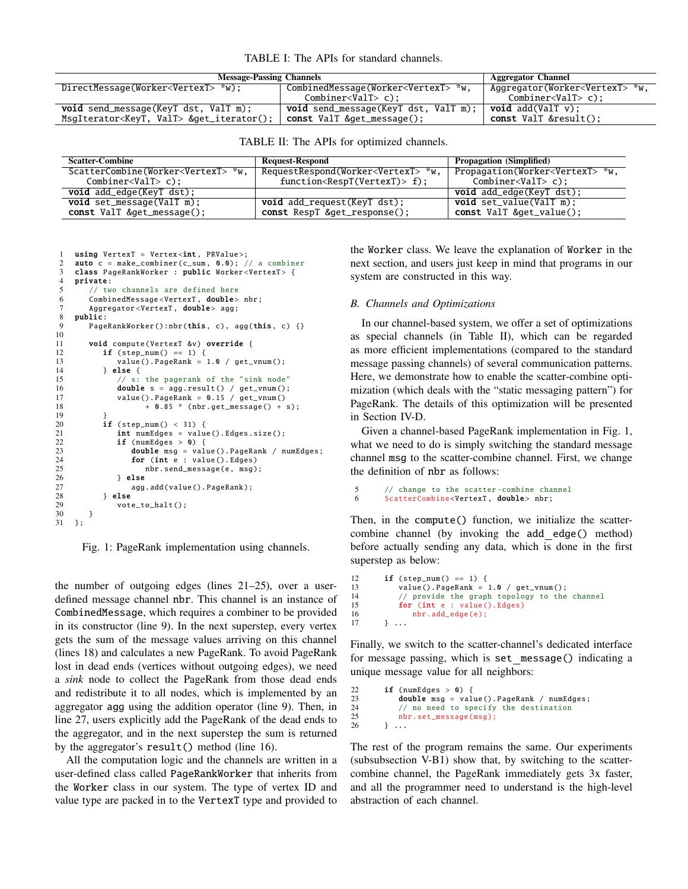TABLE I: The APIs for standard channels.

| Message-Passing Channels | | Aggregator Channel |
|---|---|---|
| `DirectMessage(Worker<VertexT> *w);` | `CombinedMessage(Worker<VertexT> *w, Combiner<ValT> c);` | `Aggregator(Worker<VertexT> *w, Combiner<ValT> c);` |
| `void send_message(KeyT dst, ValT m);` `MsgIterator<KeyT, ValT> &get_iterator();` | `void send_message(KeyT dst, ValT m);` `const ValT &get_message();` | `void add(ValT v);` `const ValT &result();` |

TABLE II: The APIs for optimized channels.

| Scatter-Combine | Request-Respond | Propagation (Simplified) |
|---|---|---|
| `ScatterCombine(Worker<VertexT> *w, Combiner<ValT> c);` | `RequestRespond(Worker<VertexT> *w, function<RespT(VertexT)> f);` | `Propagation(Worker<VertexT> *w, Combiner<ValT> c);` |
| `void add_edge(KeyT dst);` | | `void add_edge(KeyT dst);` |
| `void set_message(ValT m);` `const ValT &get_message();` | `void add_request(KeyT dst);` `const RespT &get_response();` | `void set_value(ValT m);` `const ValT &get_value();` |

```
1  using VertexT = Vertex<int, PRValue>;
2  auto c = make_combiner(c_sum, 0.0); // a combiner
3  class PageRankWorker : public Worker<VertexT> {
4  private:
5     // two channels are defined here
6     CombinedMessage<VertexT, double> nbr;
7     Aggregator<VertexT, double> agg;
8  public:
9     PageRankWorker():nbr(this, c), agg(this, c) {}
10
11    void compute(VertexT &v) override {
12       if (step_num() == 1) {
13          value().PageRank = 1.0 / get_vnum();
14       } else {
15          // s: the pagerank of the "sink node"
16          double s = agg.result() / get_vnum();
17          value().PageRank = 0.15 / get_vnum()
18                + 0.85 * (nbr.get_message() + s);
19       }
20       if (step_num() < 31) {
21          int numEdges = value().Edges.size();
22          if (numEdges > 0) {
23             double msg = value().PageRank / numEdges;
24             for (int e : value().Edges)
25                nbr.send_message(e, msg);
26          } else
27             agg.add(value().PageRank);
28       } else
29          vote_to_halt();
30    }
31 };
```

Fig. 1: PageRank implementation using channels.

the number of outgoing edges (lines 21–25), over a user-defined message channel `nbr`. This channel is an instance of `CombinedMessage`, which requires a combiner to be provided in its constructor (line 9). In the next superstep, every vertex gets the sum of the message values arriving on this channel (lines 18) and calculates a new PageRank. To avoid PageRank lost in dead ends (vertices without outgoing edges), we need a *sink* node to collect the PageRank from those dead ends and redistribute it to all nodes, which is implemented by an aggregator `agg` using the addition operator (line 9). Then, in line 27, users explicitly add the PageRank of the dead ends to the aggregator, and in the next superstep the sum is returned by the aggregator's `result()` method (line 16).

All the computation logic and the channels are written in a user-defined class called `PageRankWorker` that inherits from the `Worker` class in our system. The type of vertex ID and value type are packed in to the `VertexT` type and provided to the `Worker` class. We leave the explanation of `Worker` in the next section, and users just keep in mind that programs in our system are constructed in this way.

### B. Channels and Optimizations

In our channel-based system, we offer a set of optimizations as special channels (in Table II), which can be regarded as more efficient implementations (compared to the standard message passing channels) of several communication patterns. Here, we demonstrate how to enable the scatter-combine optimization (which deals with the "static messaging pattern") for PageRank. The details of this optimization will be presented in Section IV-D.

Given a channel-based PageRank implementation in Fig. 1, what we need to do is simply switching the standard message channel `msg` to the scatter-combine channel. First, we change the definition of `nbr` as follows:

```
5     // change to the scatter-combine channel
6     ScatterCombine<VertexT, double> nbr;
```

Then, in the `compute()` function, we initialize the scatter-combine channel (by invoking the `add_edge()` method) before actually sending any data, which is done in the first superstep as below:

```
12       if (step_num() == 1) {
13          value().PageRank = 1.0 / get_vnum();
14          // provide the graph topology to the channel
15          for (int e : value().Edges)
16             nbr.add_edge(e);
17       } ...
```

Finally, we switch to the scatter-channel's dedicated interface for message passing, which is `set_message()` indicating a unique message value for all neighbors:

```
22       if (numEdges > 0) {
23          double msg = value().PageRank / numEdges;
24          // no need to specify the destination
25          nbr.set_message(msg);
26       } ...
```

The rest of the program remains the same. Our experiments (subsubsection V-B1) show that, by switching to the scatter-combine channel, the PageRank immediately gets 3x faster, and all the programmer need to understand is the high-level abstraction of each channel.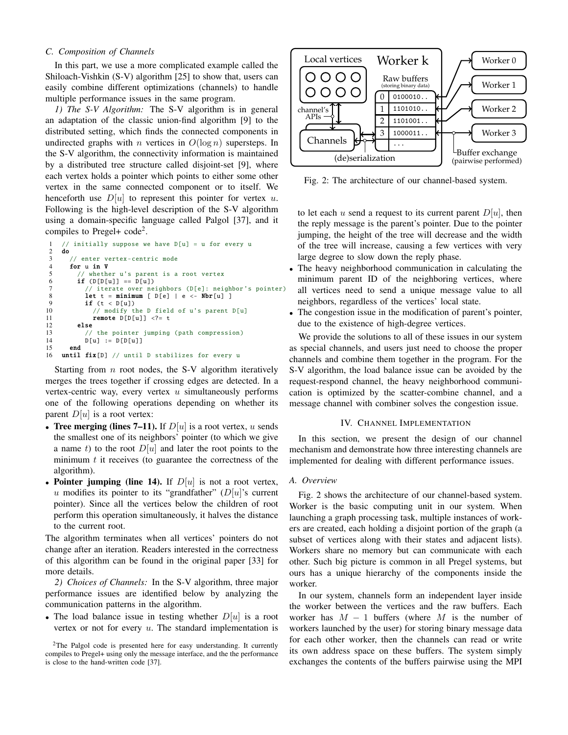### C. Composition of Channels

In this part, we use a more complicated example called the Shiloach-Vishkin (S-V) algorithm [25] to show that, users can easily combine different optimizations (channels) to handle multiple performance issues in the same program.

*1) The S-V Algorithm:* The S-V algorithm is in general an adaptation of the classic union-find algorithm [9] to the distributed setting, which finds the connected components in undirected graphs with $n$ vertices in $O(\log n)$ supersteps. In the S-V algorithm, the connectivity information is maintained by a distributed tree structure called disjoint-set [9], where each vertex holds a pointer which points to either some other vertex in the same connected component or to itself. We henceforth use $D[u]$ to represent this pointer for vertex $u$. Following is the high-level description of the S-V algorithm using a domain-specific language called Palgol [37], and it compiles to Pregel+ code[2].

```
1   // initially suppose we have D[u] = u for every u
2   do
3     // enter vertex-centric mode
4     for u in V
5       // whether u's parent is a root vertex
6       if (D[D[u]] == D[u])
7         // iterate over neighbors (D[e]: neighbor's pointer)
8         let t = minimum [ D[e] | e <- Nbr[u] ]
9         if (t < D[u])
10          // modify the D field of u's parent D[u]
11          remote D[D[u]] <?= t
12      else
13        // the pointer jumping (path compression)
14        D[u] := D[D[u]]
15    end
16  until fix[D] // until D stabilizes for every u
```

Starting from $n$ root nodes, the S-V algorithm iteratively merges the trees together if crossing edges are detected. In a vertex-centric way, every vertex $u$ simultaneously performs one of the following operations depending on whether its parent $D[u]$ is a root vertex:

- **Tree merging (lines 7–11).** If $D[u]$ is a root vertex, $u$ sends the smallest one of its neighbors' pointer (to which we give a name $t$) to the root $D[u]$ and later the root points to the minimum $t$ it receives (to guarantee the correctness of the algorithm).
- **Pointer jumping (line 14).** If $D[u]$ is not a root vertex, $u$ modifies its pointer to its "grandfather" ($D[u]$'s current pointer). Since all the vertices below the children of root perform this operation simultaneously, it halves the distance to the current root.

The algorithm terminates when all vertices' pointers do not change after an iteration. Readers interested in the correctness of this algorithm can be found in the original paper [33] for more details.

*2) Choices of Channels:* In the S-V algorithm, three major performance issues are identified below by analyzing the communication patterns in the algorithm.

- The load balance issue in testing whether $D[u]$ is a root vertex or not for every $u$. The standard implementation is to let each $u$ send a request to its current parent $D[u]$, then the reply message is the parent's pointer. Due to the pointer jumping, the height of the tree will decrease and the width of the tree will increase, causing a few vertices with very large degree to slow down the reply phase.
- The heavy neighborhood communication in calculating the minimum parent ID of the neighboring vertices, where all vertices need to send a unique message value to all neighbors, regardless of the vertices' local state.
- The congestion issue in the modification of parent's pointer, due to the existence of high-degree vertices.

We provide the solutions to all of these issues in our system as special channels, and users just need to choose the proper channels and combine them together in the program. For the S-V algorithm, the load balance issue can be avoided by the request-respond channel, the heavy neighborhood communication is optimized by the scatter-combine channel, and a message channel with combiner solves the congestion issue.

[2]The Palgol code is presented here for easy understanding. It currently compiles to Pregel+ using only the message interface, and the the performance is close to the hand-written code [37].

Local vertices
Worker k
Raw buffers
(storing binary data)
0 0100010..
1 1101010..
2 1101001..
3 1000011..
...
channel's APIs
Channels
(de)serialization
Worker 0
Worker 1
Worker 2
Worker 3
Buffer exchange
(pairwise performed)

Fig. 2: The architecture of our channel-based system.

## IV. Channel Implementation

In this section, we present the design of our channel mechanism and demonstrate how three interesting channels are implemented for dealing with different performance issues.

### A. Overview

Fig. 2 shows the architecture of our channel-based system. Worker is the basic computing unit in our system. When launching a graph processing task, multiple instances of workers are created, each holding a disjoint portion of the graph (a subset of vertices along with their states and adjacent lists). Workers share no memory but can communicate with each other. Such big picture is common in all Pregel systems, but ours has a unique hierarchy of the components inside the worker.

In our system, channels form an independent layer inside the worker between the vertices and the raw buffers. Each worker has $M - 1$ buffers (where $M$ is the number of workers launched by the user) for storing binary message data for each other worker, then the channels can read or write its own address space on these buffers. The system simply exchanges the contents of the buffers pairwise using the MPI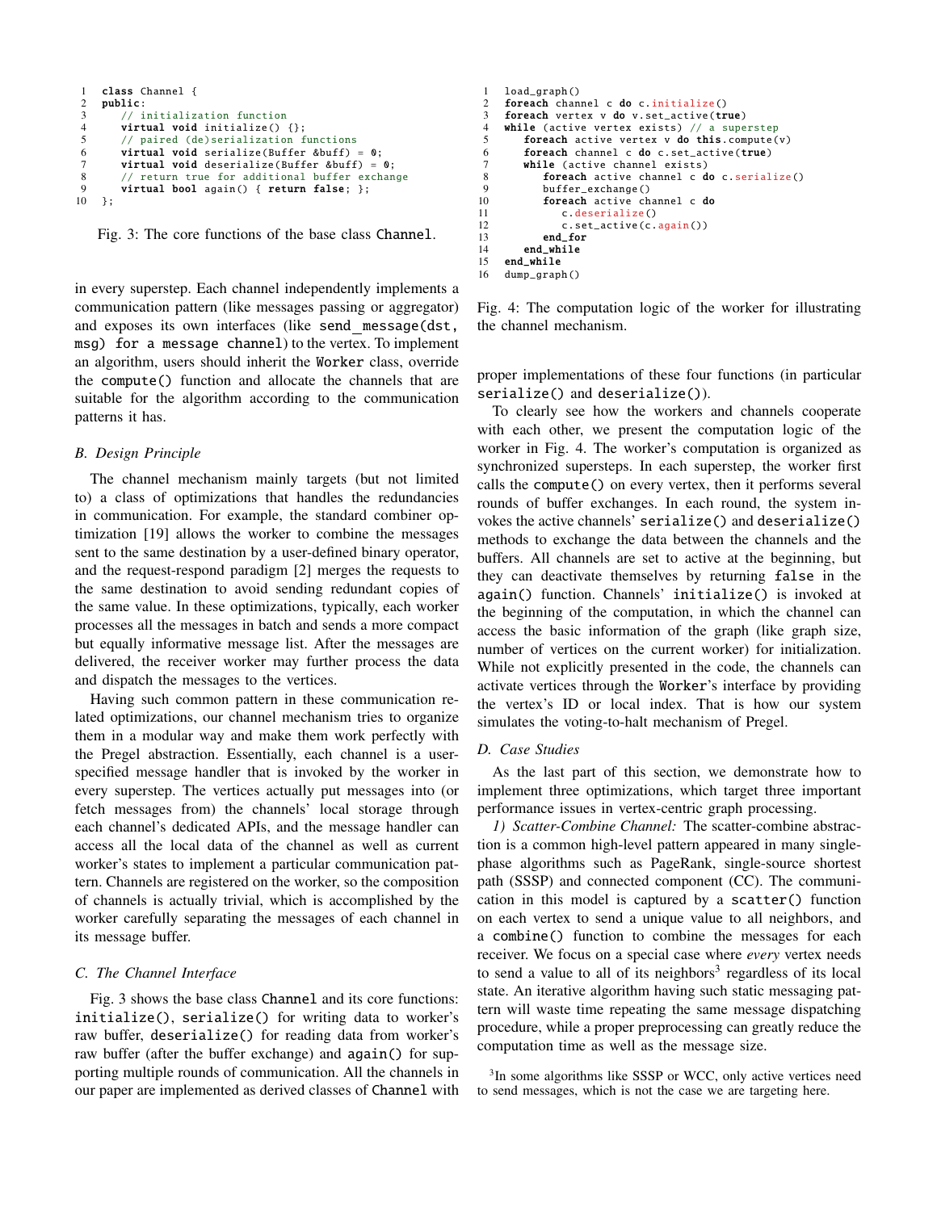```
class Channel {
public:
    // initialization function
    virtual void initialize() {};
    // paired (de)serialization functions
    virtual void serialize(Buffer &buff) = 0;
    virtual void deserialize(Buffer &buff) = 0;
    // return true for additional buffer exchange
    virtual bool again() { return false; };
};
```

Fig. 3: The core functions of the base class Channel.

in every superstep. Each channel independently implements a communication pattern (like messages passing or aggregator) and exposes its own interfaces (like `send_message(dst, msg) for a message channel`) to the vertex. To implement an algorithm, users should inherit the Worker class, override the `compute()` function and allocate the channels that are suitable for the algorithm according to the communication patterns it has.

### B. Design Principle

The channel mechanism mainly targets (but not limited to) a class of optimizations that handles the redundancies in communication. For example, the standard combiner optimization [19] allows the worker to combine the messages sent to the same destination by a user-defined binary operator, and the request-respond paradigm [2] merges the requests to the same destination to avoid sending redundant copies of the same value. In these optimizations, typically, each worker processes all the messages in batch and sends a more compact but equally informative message list. After the messages are delivered, the receiver worker may further process the data and dispatch the messages to the vertices.

Having such common pattern in these communication related optimizations, our channel mechanism tries to organize them in a modular way and make them work perfectly with the Pregel abstraction. Essentially, each channel is a user-specified message handler that is invoked by the worker in every superstep. The vertices actually put messages into (or fetch messages from) the channels' local storage through each channel's dedicated APIs, and the message handler can access all the local data of the channel as well as current worker's states to implement a particular communication pattern. Channels are registered on the worker, so the composition of channels is actually trivial, which is accomplished by the worker carefully separating the messages of each channel in its message buffer.

### C. The Channel Interface

Fig. 3 shows the base class Channel and its core functions: `initialize()`, `serialize()` for writing data to worker's raw buffer, `deserialize()` for reading data from worker's raw buffer (after the buffer exchange) and `again()` for supporting multiple rounds of communication. All the channels in our paper are implemented as derived classes of Channel with proper implementations of these four functions (in particular `serialize()` and `deserialize()`).

```
load_graph()
foreach channel c do c.initialize()
foreach vertex v do v.set_active(true)
while (active vertex exists) // a superstep
    foreach active vertex v do this.compute(v)
    foreach channel c do c.set_active(true)
    while (active channel exists)
        foreach active channel c do c.serialize()
        buffer_exchange()
        foreach active channel c do
            c.deserialize()
            c.set_active(c.again())
        end_for
    end_while
end_while
dump_graph()
```

Fig. 4: The computation logic of the worker for illustrating the channel mechanism.

To clearly see how the workers and channels cooperate with each other, we present the computation logic of the worker in Fig. 4. The worker's computation is organized as synchronized supersteps. In each superstep, the worker first calls the `compute()` on every vertex, then it performs several rounds of buffer exchanges. In each round, the system invokes the active channels' `serialize()` and `deserialize()` methods to exchange the data between the channels and the buffers. All channels are set to active at the beginning, but they can deactivate themselves by returning `false` in the `again()` function. Channels' `initialize()` is invoked at the beginning of the computation, in which the channel can access the basic information of the graph (like graph size, number of vertices on the current worker) for initialization. While not explicitly presented in the code, the channels can activate vertices through the Worker's interface by providing the vertex's ID or local index. That is how our system simulates the voting-to-halt mechanism of Pregel.

### D. Case Studies

As the last part of this section, we demonstrate how to implement three optimizations, which target three important performance issues in vertex-centric graph processing.

*1) Scatter-Combine Channel:* The scatter-combine abstraction is a common high-level pattern appeared in many single-phase algorithms such as PageRank, single-source shortest path (SSSP) and connected component (CC). The communication in this model is captured by a `scatter()` function on each vertex to send a unique value to all neighbors, and a `combine()` function to combine the messages for each receiver. We focus on a special case where *every* vertex needs to send a value to all of its neighbors[3] regardless of its local state. An iterative algorithm having such static messaging pattern will waste time repeating the same message dispatching procedure, while a proper preprocessing can greatly reduce the computation time as well as the message size.

[3] In some algorithms like SSSP or WCC, only active vertices need to send messages, which is not the case we are targeting here.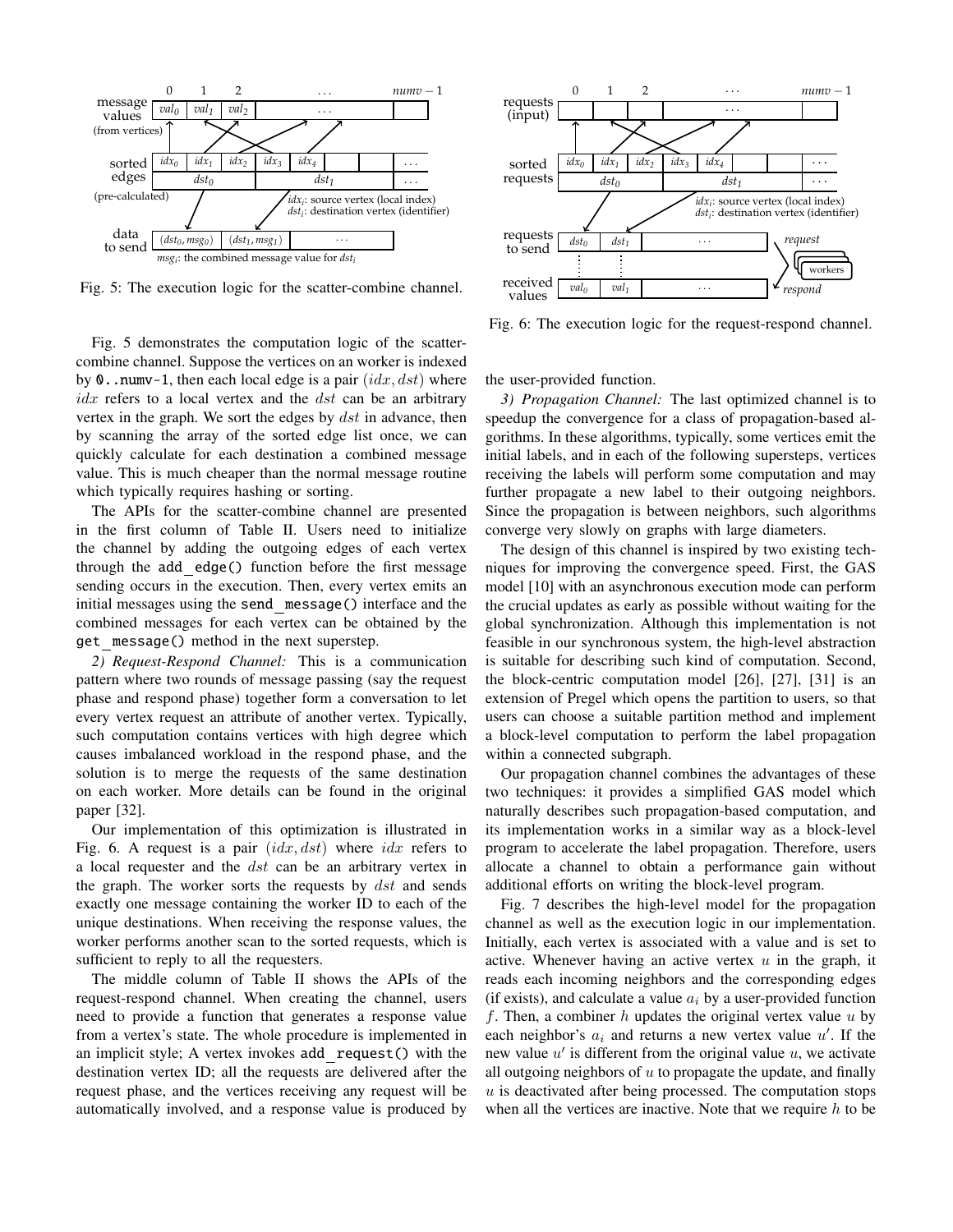0 1 2 … *numv* − 1

message values (from vertices): $val_0$ $val_1$ $val_2$ …

sorted edges (pre-calculated): $idx_0$ $idx_1$ $idx_2$ $idx_3$ $idx_4$ … / $dst_0$ $dst_1$ …

$idx_i$: source vertex (local index)
$dst_i$: destination vertex (identifier)

data to send: $(dst_0, msg_0)$ $(dst_1, msg_1)$ …

$msg_i$: the combined message value for $dst_i$

Fig. 5: The execution logic for the scatter-combine channel.

0 1 2 … *numv* − 1

requests (input) …

sorted requests: $idx_0$ $idx_1$ $idx_2$ $idx_3$ $idx_4$ … / $dst_0$ $dst_1$ …

$idx_i$: source vertex (local index)
$dst_i$: destination vertex (identifier)

requests to send: $dst_0$ $dst_1$ …

received values: $val_0$ $val_1$ …

*request* workers *respond*

Fig. 6: The execution logic for the request-respond channel.

Fig. 5 demonstrates the computation logic of the scatter-combine channel. Suppose the vertices on an worker is indexed by `0..numv-1`, then each local edge is a pair $(idx, dst)$ where $idx$ refers to a local vertex and the $dst$ can be an arbitrary vertex in the graph. We sort the edges by $dst$ in advance, then by scanning the array of the sorted edge list once, we can quickly calculate for each destination a combined message value. This is much cheaper than the normal message routine which typically requires hashing or sorting.

The APIs for the scatter-combine channel are presented in the first column of Table II. Users need to initialize the channel by adding the outgoing edges of each vertex through the `add_edge()` function before the first message sending occurs in the execution. Then, every vertex emits an initial messages using the `send_message()` interface and the combined messages for each vertex can be obtained by the `get_message()` method in the next superstep.

*2) Request-Respond Channel:* This is a communication pattern where two rounds of message passing (say the request phase and respond phase) together form a conversation to let every vertex request an attribute of another vertex. Typically, such computation contains vertices with high degree which causes imbalanced workload in the respond phase, and the solution is to merge the requests of the same destination on each worker. More details can be found in the original paper [32].

Our implementation of this optimization is illustrated in Fig. 6. A request is a pair $(idx, dst)$ where $idx$ refers to a local requester and the $dst$ can be an arbitrary vertex in the graph. The worker sorts the requests by $dst$ and sends exactly one message containing the worker ID to each of the unique destinations. When receiving the response values, the worker performs another scan to the sorted requests, which is sufficient to reply to all the requesters.

The middle column of Table II shows the APIs of the request-respond channel. When creating the channel, users need to provide a function that generates a response value from a vertex's state. The whole procedure is implemented in an implicit style; A vertex invokes `add_request()` with the destination vertex ID; all the requests are delivered after the request phase, and the vertices receiving any request will be automatically involved, and a response value is produced by the user-provided function.

*3) Propagation Channel:* The last optimized channel is to speedup the convergence for a class of propagation-based algorithms. In these algorithms, typically, some vertices emit the initial labels, and in each of the following supersteps, vertices receiving the labels will perform some computation and may further propagate a new label to their outgoing neighbors. Since the propagation is between neighbors, such algorithms converge very slowly on graphs with large diameters.

The design of this channel is inspired by two existing techniques for improving the convergence speed. First, the GAS model [10] with an asynchronous execution mode can perform the crucial updates as early as possible without waiting for the global synchronization. Although this implementation is not feasible in our synchronous system, the high-level abstraction is suitable for describing such kind of computation. Second, the block-centric computation model [26], [27], [31] is an extension of Pregel which opens the partition to users, so that users can choose a suitable partition method and implement a block-level computation to perform the label propagation within a connected subgraph.

Our propagation channel combines the advantages of these two techniques: it provides a simplified GAS model which naturally describes such propagation-based computation, and its implementation works in a similar way as a block-level program to accelerate the label propagation. Therefore, users allocate a channel to obtain a performance gain without additional efforts on writing the block-level program.

Fig. 7 describes the high-level model for the propagation channel as well as the execution logic in our implementation. Initially, each vertex is associated with a value and is set to active. Whenever having an active vertex $u$ in the graph, it reads each incoming neighbors and the corresponding edges (if exists), and calculate a value $a_i$ by a user-provided function $f$. Then, a combiner $h$ updates the original vertex value $u$ by each neighbor's $a_i$ and returns a new vertex value $u'$. If the new value $u'$ is different from the original value $u$, we activate all outgoing neighbors of $u$ to propagate the update, and finally $u$ is deactivated after being processed. The computation stops when all the vertices are inactive. Note that we require $h$ to be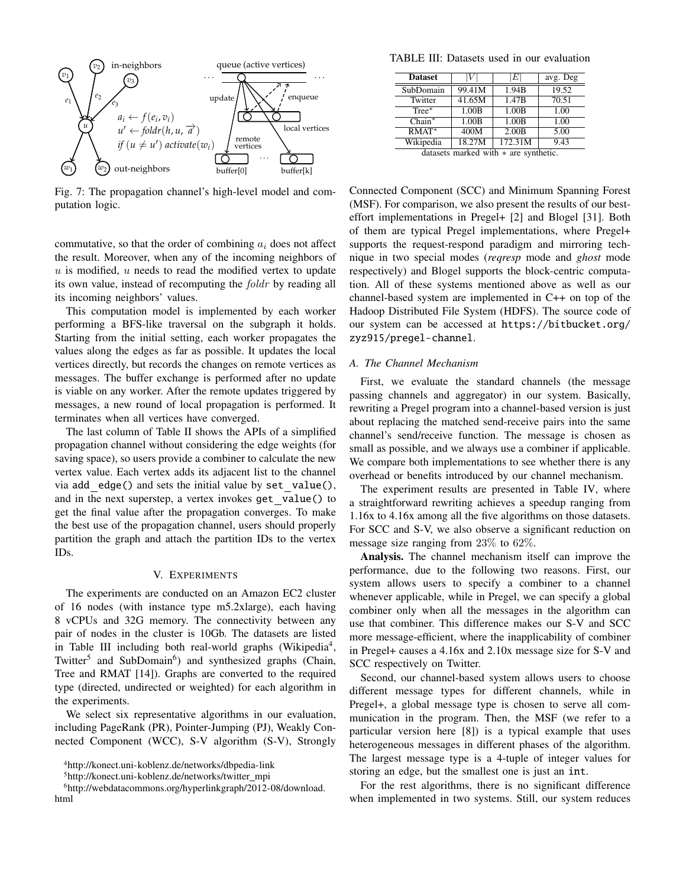Fig. 7: The propagation channel's high-level model and computation logic.

commutative, so that the order of combining $a_i$ does not affect the result. Moreover, when any of the incoming neighbors of $u$ is modified, $u$ needs to read the modified vertex to update its own value, instead of recomputing the *foldr* by reading all its incoming neighbors' values.

This computation model is implemented by each worker performing a BFS-like traversal on the subgraph it holds. Starting from the initial setting, each worker propagates the values along the edges as far as possible. It updates the local vertices directly, but records the changes on remote vertices as messages. The buffer exchange is performed after no update is viable on any worker. After the remote updates triggered by messages, a new round of local propagation is performed. It terminates when all vertices have converged.

The last column of Table II shows the APIs of a simplified propagation channel without considering the edge weights (for saving space), so users provide a combiner to calculate the new vertex value. Each vertex adds its adjacent list to the channel via `add_edge()` and sets the initial value by `set_value()`, and in the next superstep, a vertex invokes `get_value()` to get the final value after the propagation converges. To make the best use of the propagation channel, users should properly partition the graph and attach the partition IDs to the vertex IDs.

## V. Experiments

The experiments are conducted on an Amazon EC2 cluster of 16 nodes (with instance type m5.2xlarge), each having 8 vCPUs and 32G memory. The connectivity between any pair of nodes in the cluster is 10Gb. The datasets are listed in Table III including both real-world graphs (Wikipedia[4], Twitter[5] and SubDomain[6]) and synthesized graphs (Chain, Tree and RMAT [14]). Graphs are converted to the required type (directed, undirected or weighted) for each algorithm in the experiments.

We select six representative algorithms in our evaluation, including PageRank (PR), Pointer-Jumping (PJ), Weakly Connected Component (WCC), S-V algorithm (S-V), Strongly Connected Component (SCC) and Minimum Spanning Forest (MSF). For comparison, we also present the results of our best-effort implementations in Pregel+ [2] and Blogel [31]. Both of them are typical Pregel implementations, where Pregel+ supports the request-respond paradigm and mirroring technique in two special modes (*reqresp* mode and *ghost* mode respectively) and Blogel supports the block-centric computation. All of these systems mentioned above as well as our channel-based system are implemented in C++ on top of the Hadoop Distributed File System (HDFS). The source code of our system can be accessed at `https://bitbucket.org/zyz915/pregel-channel`.

[4]http://konect.uni-koblenz.de/networks/dbpedia-link

[5]http://konect.uni-koblenz.de/networks/twitter_mpi

[6]http://webdatacommons.org/hyperlinkgraph/2012-08/download.html

TABLE III: Datasets used in our evaluation

| Dataset | $\lvert V\rvert$ | $\lvert E\rvert$ | avg. Deg |
|---|---|---|---|
| SubDomain | 99.41M | 1.94B | 19.52 |
| Twitter | 41.65M | 1.47B | 70.51 |
| Tree* | 1.00B | 1.00B | 1.00 |
| Chain* | 1.00B | 1.00B | 1.00 |
| RMAT* | 400M | 2.00B | 5.00 |
| Wikipedia | 18.27M | 172.31M | 9.43 |

datasets marked with * are synthetic.

### A. The Channel Mechanism

First, we evaluate the standard channels (the message passing channels and aggregator) in our system. Basically, rewriting a Pregel program into a channel-based version is just about replacing the matched send-receive pairs into the same channel's send/receive function. The message is chosen as small as possible, and we always use a combiner if applicable. We compare both implementations to see whether there is any overhead or benefits introduced by our channel mechanism.

The experiment results are presented in Table IV, where a straightforward rewriting achieves a speedup ranging from 1.16x to 4.16x among all the five algorithms on those datasets. For SCC and S-V, we also observe a significant reduction on message size ranging from $23\%$ to $62\%$.

**Analysis.** The channel mechanism itself can improve the performance, due to the following two reasons. First, our system allows users to specify a combiner to a channel whenever applicable, while in Pregel, we can specify a global combiner only when all the messages in the algorithm can use that combiner. This difference makes our S-V and SCC more message-efficient, where the inapplicability of combiner in Pregel+ causes a 4.16x and 2.10x message size for S-V and SCC respectively on Twitter.

Second, our channel-based system allows users to choose different message types for different channels, while in Pregel+, a global message type is chosen to serve all communication in the program. Then, the MSF (we refer to a particular version here [8]) is a typical example that uses heterogeneous messages in different phases of the algorithm. The largest message type is a 4-tuple of integer values for storing an edge, but the smallest one is just an `int`.

For the rest algorithms, there is no significant difference when implemented in two systems. Still, our system reduces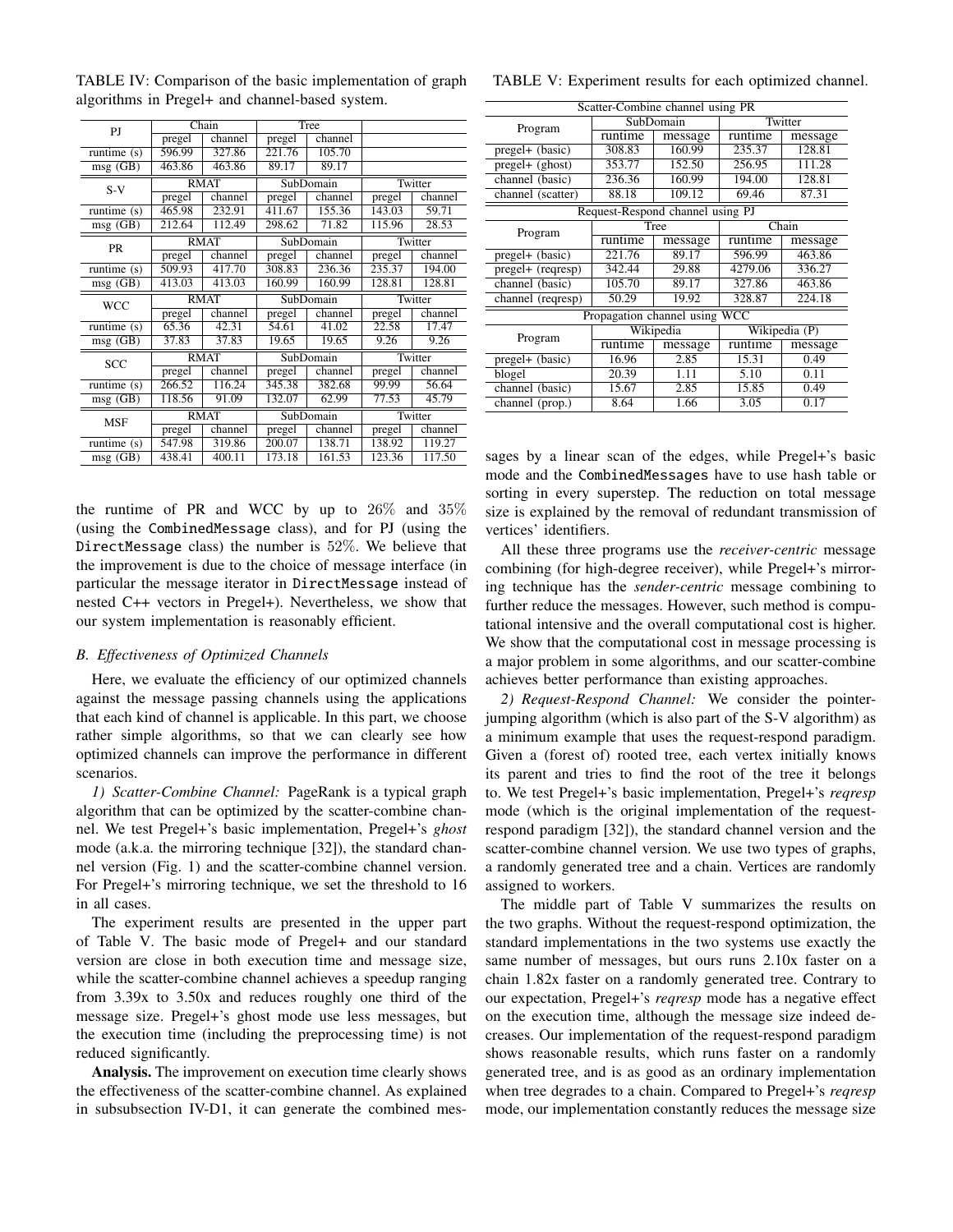TABLE IV: Comparison of the basic implementation of graph algorithms in Pregel+ and channel-based system.

| PJ | Chain | | Tree | | | |
|---|---|---|---|---|---|---|
| | pregel | channel | pregel | channel | | |
| runtime (s) | 596.99 | 327.86 | 221.76 | 105.70 | | |
| msg (GB) | 463.86 | 463.86 | 89.17 | 89.17 | | |
| **S-V** | **RMAT** | | **SubDomain** | | **Twitter** | |
| | pregel | channel | pregel | channel | pregel | channel |
| runtime (s) | 465.98 | 232.91 | 411.67 | 155.36 | 143.03 | 59.71 |
| msg (GB) | 212.64 | 112.49 | 298.62 | 71.82 | 115.96 | 28.53 |
| **PR** | **RMAT** | | **SubDomain** | | **Twitter** | |
| | pregel | channel | pregel | channel | pregel | channel |
| runtime (s) | 509.93 | 417.70 | 308.83 | 236.36 | 235.37 | 194.00 |
| msg (GB) | 413.03 | 413.03 | 160.99 | 160.99 | 128.81 | 128.81 |
| **WCC** | **RMAT** | | **SubDomain** | | **Twitter** | |
| | pregel | channel | pregel | channel | pregel | channel |
| runtime (s) | 65.36 | 42.31 | 54.61 | 41.02 | 22.58 | 17.47 |
| msg (GB) | 37.83 | 37.83 | 19.65 | 19.65 | 9.26 | 9.26 |
| **SCC** | **RMAT** | | **SubDomain** | | **Twitter** | |
| | pregel | channel | pregel | channel | pregel | channel |
| runtime (s) | 266.52 | 116.24 | 345.38 | 382.68 | 99.99 | 56.64 |
| msg (GB) | 118.56 | 91.09 | 132.07 | 62.99 | 77.53 | 45.79 |
| **MSF** | **RMAT** | | **SubDomain** | | **Twitter** | |
| | pregel | channel | pregel | channel | pregel | channel |
| runtime (s) | 547.98 | 319.86 | 200.07 | 138.71 | 138.92 | 119.27 |
| msg (GB) | 438.41 | 400.11 | 173.18 | 161.53 | 123.36 | 117.50 |

TABLE V: Experiment results for each optimized channel.

| Scatter-Combine channel using PR | | | | |
|---|---|---|---|---|
| Program | SubDomain | | Twitter | |
| | runtime | message | runtime | message |
| pregel+ (basic) | 308.83 | 160.99 | 235.37 | 128.81 |
| pregel+ (ghost) | 353.77 | 152.50 | 256.95 | 111.28 |
| channel (basic) | 236.36 | 160.99 | 194.00 | 128.81 |
| channel (scatter) | 88.18 | 109.12 | 69.46 | 87.31 |
| **Request-Respond channel using PJ** | | | | |
| Program | Tree | | Chain | |
| | runtime | message | runtime | message |
| pregel+ (basic) | 221.76 | 89.17 | 596.99 | 463.86 |
| pregel+ (reqresp) | 342.44 | 29.88 | 4279.06 | 336.27 |
| channel (basic) | 105.70 | 89.17 | 327.86 | 463.86 |
| channel (reqresp) | 50.29 | 19.92 | 328.87 | 224.18 |
| **Propagation channel using WCC** | | | | |
| Program | Wikipedia | | Wikipedia (P) | |
| | runtime | message | runtime | message |
| pregel+ (basic) | 16.96 | 2.85 | 15.31 | 0.49 |
| blogel | 20.39 | 1.11 | 5.10 | 0.11 |
| channel (basic) | 15.67 | 2.85 | 15.85 | 0.49 |
| channel (prop.) | 8.64 | 1.66 | 3.05 | 0.17 |

the runtime of PR and WCC by up to $26\%$ and $35\%$ (using the CombinedMessage class), and for PJ (using the DirectMessage class) the number is $52\%$. We believe that the improvement is due to the choice of message interface (in particular the message iterator in DirectMessage instead of nested C++ vectors in Pregel+). Nevertheless, we show that our system implementation is reasonably efficient.

### B. Effectiveness of Optimized Channels

Here, we evaluate the efficiency of our optimized channels against the message passing channels using the applications that each kind of channel is applicable. In this part, we choose rather simple algorithms, so that we can clearly see how optimized channels can improve the performance in different scenarios.

*1) Scatter-Combine Channel:* PageRank is a typical graph algorithm that can be optimized by the scatter-combine channel. We test Pregel+'s basic implementation, Pregel+'s *ghost* mode (a.k.a. the mirroring technique [32]), the standard channel version (Fig. 1) and the scatter-combine channel version. For Pregel+'s mirroring technique, we set the threshold to 16 in all cases.

The experiment results are presented in the upper part of Table V. The basic mode of Pregel+ and our standard version are close in both execution time and message size, while the scatter-combine channel achieves a speedup ranging from 3.39x to 3.50x and reduces roughly one third of the message size. Pregel+'s ghost mode use less messages, but the execution time (including the preprocessing time) is not reduced significantly.

**Analysis.** The improvement on execution time clearly shows the effectiveness of the scatter-combine channel. As explained in subsubsection IV-D1, it can generate the combined messages by a linear scan of the edges, while Pregel+'s basic mode and the CombinedMessages have to use hash table or sorting in every superstep. The reduction on total message size is explained by the removal of redundant transmission of vertices' identifiers.

All these three programs use the *receiver-centric* message combining (for high-degree receiver), while Pregel+'s mirroring technique has the *sender-centric* message combining to further reduce the messages. However, such method is computational intensive and the overall computational cost is higher. We show that the computational cost in message processing is a major problem in some algorithms, and our scatter-combine achieves better performance than existing approaches.

*2) Request-Respond Channel:* We consider the pointer-jumping algorithm (which is also part of the S-V algorithm) as a minimum example that uses the request-respond paradigm. Given a (forest of) rooted tree, each vertex initially knows its parent and tries to find the root of the tree it belongs to. We test Pregel+'s basic implementation, Pregel+'s *reqresp* mode (which is the original implementation of the request-respond paradigm [32]), the standard channel version and the scatter-combine channel version. We use two types of graphs, a randomly generated tree and a chain. Vertices are randomly assigned to workers.

The middle part of Table V summarizes the results on the two graphs. Without the request-respond optimization, the standard implementations in the two systems use exactly the same number of messages, but ours runs 2.10x faster on a chain 1.82x faster on a randomly generated tree. Contrary to our expectation, Pregel+'s *reqresp* mode has a negative effect on the execution time, although the message size indeed decreases. Our implementation of the request-respond paradigm shows reasonable results, which runs faster on a randomly generated tree, and is as good as an ordinary implementation when tree degrades to a chain. Compared to Pregel+'s *reqresp* mode, our implementation constantly reduces the message size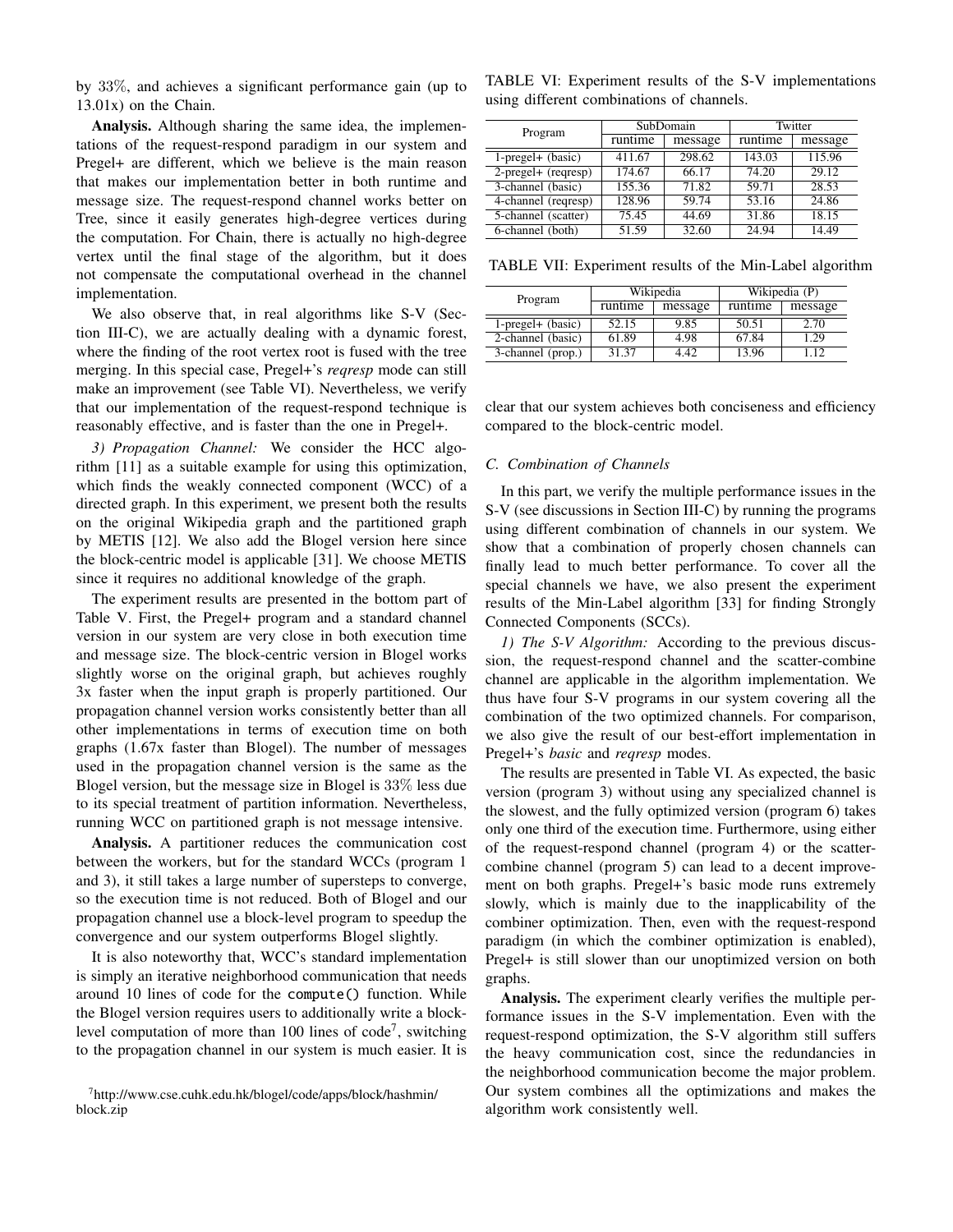by 33%, and achieves a significant performance gain (up to 13.01x) on the Chain.

**Analysis.** Although sharing the same idea, the implementations of the request-respond paradigm in our system and Pregel+ are different, which we believe is the main reason that makes our implementation better in both runtime and message size. The request-respond channel works better on Tree, since it easily generates high-degree vertices during the computation. For Chain, there is actually no high-degree vertex until the final stage of the algorithm, but it does not compensate the computational overhead in the channel implementation.

We also observe that, in real algorithms like S-V (Section III-C), we are actually dealing with a dynamic forest, where the finding of the root vertex root is fused with the tree merging. In this special case, Pregel+'s *reqresp* mode can still make an improvement (see Table VI). Nevertheless, we verify that our implementation of the request-respond technique is reasonably effective, and is faster than the one in Pregel+.

*3) Propagation Channel:* We consider the HCC algorithm [11] as a suitable example for using this optimization, which finds the weakly connected component (WCC) of a directed graph. In this experiment, we present both the results on the original Wikipedia graph and the partitioned graph by METIS [12]. We also add the Blogel version here since the block-centric model is applicable [31]. We choose METIS since it requires no additional knowledge of the graph.

The experiment results are presented in the bottom part of Table V. First, the Pregel+ program and a standard channel version in our system are very close in both execution time and message size. The block-centric version in Blogel works slightly worse on the original graph, but achieves roughly 3x faster when the input graph is properly partitioned. Our propagation channel version works consistently better than all other implementations in terms of execution time on both graphs (1.67x faster than Blogel). The number of messages used in the propagation channel version is the same as the Blogel version, but the message size in Blogel is 33% less due to its special treatment of partition information. Nevertheless, running WCC on partitioned graph is not message intensive.

**Analysis.** A partitioner reduces the communication cost between the workers, but for the standard WCCs (program 1 and 3), it still takes a large number of supersteps to converge, so the execution time is not reduced. Both of Blogel and our propagation channel use a block-level program to speedup the convergence and our system outperforms Blogel slightly.

It is also noteworthy that, WCC's standard implementation is simply an iterative neighborhood communication that needs around 10 lines of code for the `compute()` function. While the Blogel version requires users to additionally write a block-level computation of more than 100 lines of code[7], switching to the propagation channel in our system is much easier. It is clear that our system achieves both conciseness and efficiency compared to the block-centric model.

[7]http://www.cse.cuhk.edu.hk/blogel/code/apps/block/hashmin/block.zip

TABLE VI: Experiment results of the S-V implementations using different combinations of channels.

| Program | SubDomain | | Twitter | |
|---|---|---|---|---|
| | runtime | message | runtime | message |
| 1-pregel+ (basic) | 411.67 | 298.62 | 143.03 | 115.96 |
| 2-pregel+ (reqresp) | 174.67 | 66.17 | 74.20 | 29.12 |
| 3-channel (basic) | 155.36 | 71.82 | 59.71 | 28.53 |
| 4-channel (reqresp) | 128.96 | 59.74 | 53.16 | 24.86 |
| 5-channel (scatter) | 75.45 | 44.69 | 31.86 | 18.15 |
| 6-channel (both) | 51.59 | 32.60 | 24.94 | 14.49 |

TABLE VII: Experiment results of the Min-Label algorithm

| Program | Wikipedia | | Wikipedia (P) | |
|---|---|---|---|---|
| | runtime | message | runtime | message |
| 1-pregel+ (basic) | 52.15 | 9.85 | 50.51 | 2.70 |
| 2-channel (basic) | 61.89 | 4.98 | 67.84 | 1.29 |
| 3-channel (prop.) | 31.37 | 4.42 | 13.96 | 1.12 |

### C. Combination of Channels

In this part, we verify the multiple performance issues in the S-V (see discussions in Section III-C) by running the programs using different combination of channels in our system. We show that a combination of properly chosen channels can finally lead to much better performance. To cover all the special channels we have, we also present the experiment results of the Min-Label algorithm [33] for finding Strongly Connected Components (SCCs).

*1) The S-V Algorithm:* According to the previous discussion, the request-respond channel and the scatter-combine channel are applicable in the algorithm implementation. We thus have four S-V programs in our system covering all the combination of the two optimized channels. For comparison, we also give the result of our best-effort implementation in Pregel+'s *basic* and *reqresp* modes.

The results are presented in Table VI. As expected, the basic version (program 3) without using any specialized channel is the slowest, and the fully optimized version (program 6) takes only one third of the execution time. Furthermore, using either of the request-respond channel (program 4) or the scatter-combine channel (program 5) can lead to a decent improvement on both graphs. Pregel+'s basic mode runs extremely slowly, which is mainly due to the inapplicability of the combiner optimization. Then, even with the request-respond paradigm (in which the combiner optimization is enabled), Pregel+ is still slower than our unoptimized version on both graphs.

**Analysis.** The experiment clearly verifies the multiple performance issues in the S-V implementation. Even with the request-respond optimization, the S-V algorithm still suffers the heavy communication cost, since the redundancies in the neighborhood communication become the major problem. Our system combines all the optimizations and makes the algorithm work consistently well.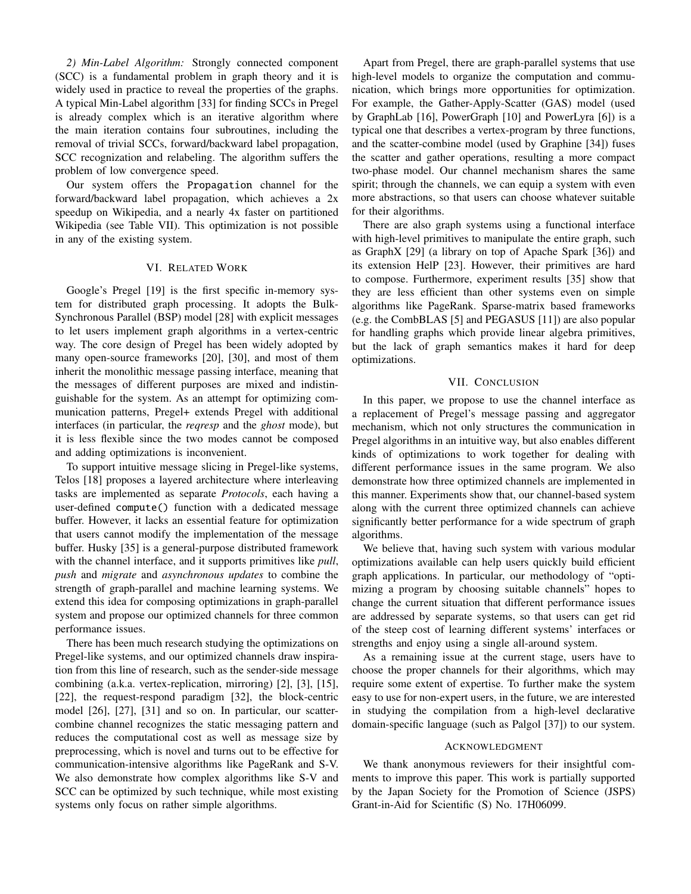*2) Min-Label Algorithm:* Strongly connected component (SCC) is a fundamental problem in graph theory and it is widely used in practice to reveal the properties of the graphs. A typical Min-Label algorithm [33] for finding SCCs in Pregel is already complex which is an iterative algorithm where the main iteration contains four subroutines, including the removal of trivial SCCs, forward/backward label propagation, SCC recognization and relabeling. The algorithm suffers the problem of low convergence speed.

Our system offers the `Propagation` channel for the forward/backward label propagation, which achieves a 2x speedup on Wikipedia, and a nearly 4x faster on partitioned Wikipedia (see Table VII). This optimization is not possible in any of the existing system.

## VI. Related Work

Google's Pregel [19] is the first specific in-memory system for distributed graph processing. It adopts the Bulk-Synchronous Parallel (BSP) model [28] with explicit messages to let users implement graph algorithms in a vertex-centric way. The core design of Pregel has been widely adopted by many open-source frameworks [20], [30], and most of them inherit the monolithic message passing interface, meaning that the messages of different purposes are mixed and indistinguishable for the system. As an attempt for optimizing communication patterns, Pregel+ extends Pregel with additional interfaces (in particular, the *reqresp* and the *ghost* mode), but it is less flexible since the two modes cannot be composed and adding optimizations is inconvenient.

To support intuitive message slicing in Pregel-like systems, Telos [18] proposes a layered architecture where interleaving tasks are implemented as separate *Protocols*, each having a user-defined `compute()` function with a dedicated message buffer. However, it lacks an essential feature for optimization that users cannot modify the implementation of the message buffer. Husky [35] is a general-purpose distributed framework with the channel interface, and it supports primitives like *pull*, *push* and *migrate* and *asynchronous updates* to combine the strength of graph-parallel and machine learning systems. We extend this idea for composing optimizations in graph-parallel system and propose our optimized channels for three common performance issues.

There has been much research studying the optimizations on Pregel-like systems, and our optimized channels draw inspiration from this line of research, such as the sender-side message combining (a.k.a. vertex-replication, mirroring) [2], [3], [15], [22], the request-respond paradigm [32], the block-centric model [26], [27], [31] and so on. In particular, our scatter-combine channel recognizes the static messaging pattern and reduces the computational cost as well as message size by preprocessing, which is novel and turns out to be effective for communication-intensive algorithms like PageRank and S-V. We also demonstrate how complex algorithms like S-V and SCC can be optimized by such technique, while most existing systems only focus on rather simple algorithms.

Apart from Pregel, there are graph-parallel systems that use high-level models to organize the computation and communication, which brings more opportunities for optimization. For example, the Gather-Apply-Scatter (GAS) model (used by GraphLab [16], PowerGraph [10] and PowerLyra [6]) is a typical one that describes a vertex-program by three functions, and the scatter-combine model (used by Graphine [34]) fuses the scatter and gather operations, resulting a more compact two-phase model. Our channel mechanism shares the same spirit; through the channels, we can equip a system with even more abstractions, so that users can choose whatever suitable for their algorithms.

There are also graph systems using a functional interface with high-level primitives to manipulate the entire graph, such as GraphX [29] (a library on top of Apache Spark [36]) and its extension HelP [23]. However, their primitives are hard to compose. Furthermore, experiment results [35] show that they are less efficient than other systems even on simple algorithms like PageRank. Sparse-matrix based frameworks (e.g. the CombBLAS [5] and PEGASUS [11]) are also popular for handling graphs which provide linear algebra primitives, but the lack of graph semantics makes it hard for deep optimizations.

## VII. Conclusion

In this paper, we propose to use the channel interface as a replacement of Pregel's message passing and aggregator mechanism, which not only structures the communication in Pregel algorithms in an intuitive way, but also enables different kinds of optimizations to work together for dealing with different performance issues in the same program. We also demonstrate how three optimized channels are implemented in this manner. Experiments show that, our channel-based system along with the current three optimized channels can achieve significantly better performance for a wide spectrum of graph algorithms.

We believe that, having such system with various modular optimizations available can help users quickly build efficient graph applications. In particular, our methodology of "optimizing a program by choosing suitable channels" hopes to change the current situation that different performance issues are addressed by separate systems, so that users can get rid of the steep cost of learning different systems' interfaces or strengths and enjoy using a single all-around system.

As a remaining issue at the current stage, users have to choose the proper channels for their algorithms, which may require some extent of expertise. To further make the system easy to use for non-expert users, in the future, we are interested in studying the compilation from a high-level declarative domain-specific language (such as Palgol [37]) to our system.

## Acknowledgment

We thank anonymous reviewers for their insightful comments to improve this paper. This work is partially supported by the Japan Society for the Promotion of Science (JSPS) Grant-in-Aid for Scientific (S) No. 17H06099.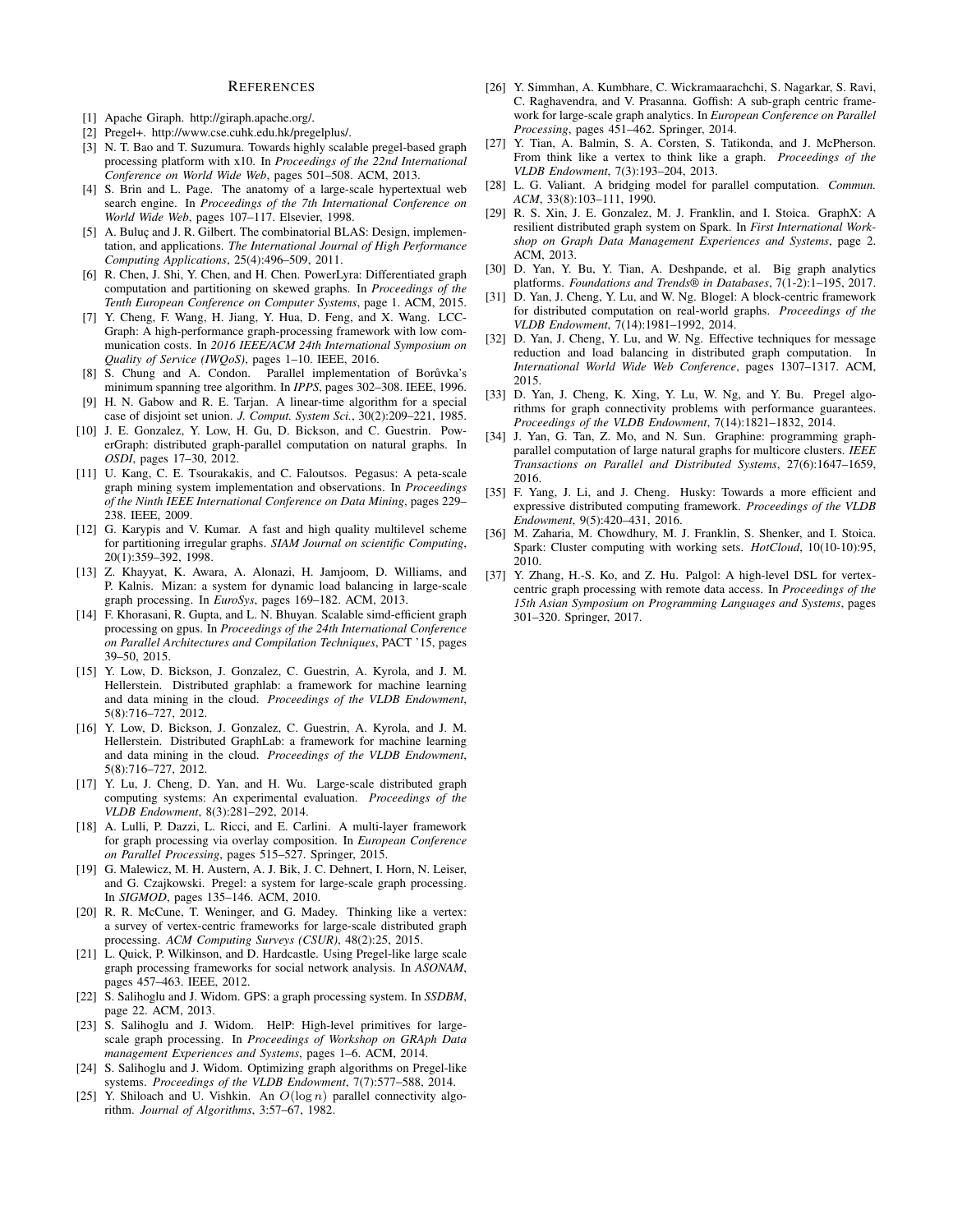# REFERENCES

[1] Apache Giraph. http://giraph.apache.org/.

[2] Pregel+. http://www.cse.cuhk.edu.hk/pregelplus/.

[3] N. T. Bao and T. Suzumura. Towards highly scalable pregel-based graph processing platform with x10. In *Proceedings of the 22nd International Conference on World Wide Web*, pages 501–508. ACM, 2013.

[4] S. Brin and L. Page. The anatomy of a large-scale hypertextual web search engine. In *Proceedings of the 7th International Conference on World Wide Web*, pages 107–117. Elsevier, 1998.

[5] A. Buluç and J. R. Gilbert. The combinatorial BLAS: Design, implementation, and applications. *The International Journal of High Performance Computing Applications*, 25(4):496–509, 2011.

[6] R. Chen, J. Shi, Y. Chen, and H. Chen. PowerLyra: Differentiated graph computation and partitioning on skewed graphs. In *Proceedings of the Tenth European Conference on Computer Systems*, page 1. ACM, 2015.

[7] Y. Cheng, F. Wang, H. Jiang, Y. Hua, D. Feng, and X. Wang. LCC-Graph: A high-performance graph-processing framework with low communication costs. In *2016 IEEE/ACM 24th International Symposium on Quality of Service (IWQoS)*, pages 1–10. IEEE, 2016.

[8] S. Chung and A. Condon. Parallel implementation of Borůvka's minimum spanning tree algorithm. In *IPPS*, pages 302–308. IEEE, 1996.

[9] H. N. Gabow and R. E. Tarjan. A linear-time algorithm for a special case of disjoint set union. *J. Comput. System Sci.*, 30(2):209–221, 1985.

[10] J. E. Gonzalez, Y. Low, H. Gu, D. Bickson, and C. Guestrin. PowerGraph: distributed graph-parallel computation on natural graphs. In *OSDI*, pages 17–30, 2012.

[11] U. Kang, C. E. Tsourakakis, and C. Faloutsos. Pegasus: A peta-scale graph mining system implementation and observations. In *Proceedings of the Ninth IEEE International Conference on Data Mining*, pages 229–238. IEEE, 2009.

[12] G. Karypis and V. Kumar. A fast and high quality multilevel scheme for partitioning irregular graphs. *SIAM Journal on scientific Computing*, 20(1):359–392, 1998.

[13] Z. Khayyat, K. Awara, A. Alonazi, H. Jamjoom, D. Williams, and P. Kalnis. Mizan: a system for dynamic load balancing in large-scale graph processing. In *EuroSys*, pages 169–182. ACM, 2013.

[14] F. Khorasani, R. Gupta, and L. N. Bhuyan. Scalable simd-efficient graph processing on gpus. In *Proceedings of the 24th International Conference on Parallel Architectures and Compilation Techniques*, PACT '15, pages 39–50, 2015.

[15] Y. Low, D. Bickson, J. Gonzalez, C. Guestrin, A. Kyrola, and J. M. Hellerstein. Distributed graphlab: a framework for machine learning and data mining in the cloud. *Proceedings of the VLDB Endowment*, 5(8):716–727, 2012.

[16] Y. Low, D. Bickson, J. Gonzalez, C. Guestrin, A. Kyrola, and J. M. Hellerstein. Distributed GraphLab: a framework for machine learning and data mining in the cloud. *Proceedings of the VLDB Endowment*, 5(8):716–727, 2012.

[17] Y. Lu, J. Cheng, D. Yan, and H. Wu. Large-scale distributed graph computing systems: An experimental evaluation. *Proceedings of the VLDB Endowment*, 8(3):281–292, 2014.

[18] A. Lulli, P. Dazzi, L. Ricci, and E. Carlini. A multi-layer framework for graph processing via overlay composition. In *European Conference on Parallel Processing*, pages 515–527. Springer, 2015.

[19] G. Malewicz, M. H. Austern, A. J. Bik, J. C. Dehnert, I. Horn, N. Leiser, and G. Czajkowski. Pregel: a system for large-scale graph processing. In *SIGMOD*, pages 135–146. ACM, 2010.

[20] R. R. McCune, T. Weninger, and G. Madey. Thinking like a vertex: a survey of vertex-centric frameworks for large-scale distributed graph processing. *ACM Computing Surveys (CSUR)*, 48(2):25, 2015.

[21] L. Quick, P. Wilkinson, and D. Hardcastle. Using Pregel-like large scale graph processing frameworks for social network analysis. In *ASONAM*, pages 457–463. IEEE, 2012.

[22] S. Salihoglu and J. Widom. GPS: a graph processing system. In *SSDBM*, page 22. ACM, 2013.

[23] S. Salihoglu and J. Widom. HelP: High-level primitives for large-scale graph processing. In *Proceedings of Workshop on GRAph Data management Experiences and Systems*, pages 1–6. ACM, 2014.

[24] S. Salihoglu and J. Widom. Optimizing graph algorithms on Pregel-like systems. *Proceedings of the VLDB Endowment*, 7(7):577–588, 2014.

[25] Y. Shiloach and U. Vishkin. An $O(\log n)$ parallel connectivity algorithm. *Journal of Algorithms*, 3:57–67, 1982.

[26] Y. Simmhan, A. Kumbhare, C. Wickramaarachchi, S. Nagarkar, S. Ravi, C. Raghavendra, and V. Prasanna. Goffish: A sub-graph centric framework for large-scale graph analytics. In *European Conference on Parallel Processing*, pages 451–462. Springer, 2014.

[27] Y. Tian, A. Balmin, S. A. Corsten, S. Tatikonda, and J. McPherson. From think like a vertex to think like a graph. *Proceedings of the VLDB Endowment*, 7(3):193–204, 2013.

[28] L. G. Valiant. A bridging model for parallel computation. *Commun. ACM*, 33(8):103–111, 1990.

[29] R. S. Xin, J. E. Gonzalez, M. J. Franklin, and I. Stoica. GraphX: A resilient distributed graph system on Spark. In *First International Workshop on Graph Data Management Experiences and Systems*, page 2. ACM, 2013.

[30] D. Yan, Y. Bu, Y. Tian, A. Deshpande, et al. Big graph analytics platforms. *Foundations and Trends® in Databases*, 7(1-2):1–195, 2017.

[31] D. Yan, J. Cheng, Y. Lu, and W. Ng. Blogel: A block-centric framework for distributed computation on real-world graphs. *Proceedings of the VLDB Endowment*, 7(14):1981–1992, 2014.

[32] D. Yan, J. Cheng, Y. Lu, and W. Ng. Effective techniques for message reduction and load balancing in distributed graph computation. In *International World Wide Web Conference*, pages 1307–1317. ACM, 2015.

[33] D. Yan, J. Cheng, K. Xing, Y. Lu, W. Ng, and Y. Bu. Pregel algorithms for graph connectivity problems with performance guarantees. *Proceedings of the VLDB Endowment*, 7(14):1821–1832, 2014.

[34] J. Yan, G. Tan, Z. Mo, and N. Sun. Graphine: programming graph-parallel computation of large natural graphs for multicore clusters. *IEEE Transactions on Parallel and Distributed Systems*, 27(6):1647–1659, 2016.

[35] F. Yang, J. Li, and J. Cheng. Husky: Towards a more efficient and expressive distributed computing framework. *Proceedings of the VLDB Endowment*, 9(5):420–431, 2016.

[36] M. Zaharia, M. Chowdhury, M. J. Franklin, S. Shenker, and I. Stoica. Spark: Cluster computing with working sets. *HotCloud*, 10(10-10):95, 2010.

[37] Y. Zhang, H.-S. Ko, and Z. Hu. Palgol: A high-level DSL for vertex-centric graph processing with remote data access. In *Proceedings of the 15th Asian Symposium on Programming Languages and Systems*, pages 301–320. Springer, 2017.